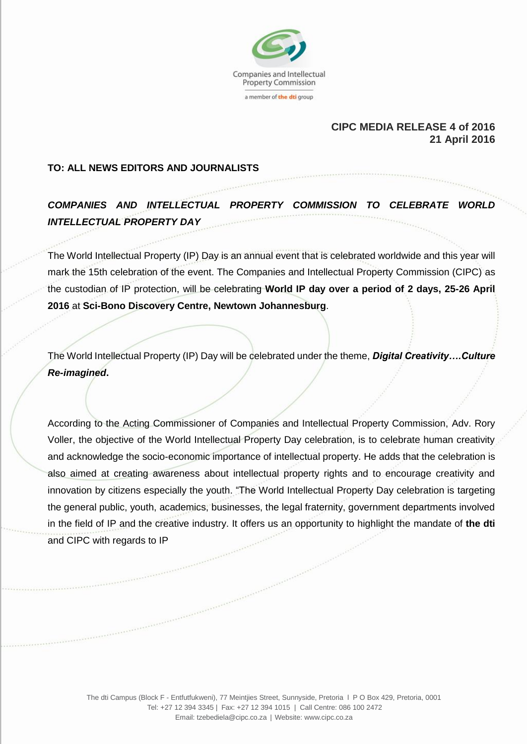Companies and Intellectual Property Commission

a member of **the dti** group

**CIPC MEDIA RELEASE 4 of 2016**
**21 April 2016**

**TO: ALL NEWS EDITORS AND JOURNALISTS**

## ***COMPANIES AND INTELLECTUAL PROPERTY COMMISSION TO CELEBRATE WORLD INTELLECTUAL PROPERTY DAY***

The World Intellectual Property (IP) Day is an annual event that is celebrated worldwide and this year will mark the 15th celebration of the event. The Companies and Intellectual Property Commission (CIPC) as the custodian of IP protection, will be celebrating **World IP day over a period of 2 days, 25-26 April 2016** at **Sci-Bono Discovery Centre, Newtown Johannesburg**.

The World Intellectual Property (IP) Day will be celebrated under the theme, ***Digital Creativity….Culture Re-imagined*.**

According to the Acting Commissioner of Companies and Intellectual Property Commission, Adv. Rory Voller, the objective of the World Intellectual Property Day celebration, is to celebrate human creativity and acknowledge the socio-economic importance of intellectual property. He adds that the celebration is also aimed at creating awareness about intellectual property rights and to encourage creativity and innovation by citizens especially the youth. "The World Intellectual Property Day celebration is targeting the general public, youth, academics, businesses, the legal fraternity, government departments involved in the field of IP and the creative industry. It offers us an opportunity to highlight the mandate of **the dti** and CIPC with regards to IP

The dti Campus (Block F - Entfutfukweni), 77 Meintjies Street, Sunnyside, Pretoria I P O Box 429, Pretoria, 0001
Tel: +27 12 394 3345 | Fax: +27 12 394 1015 | Call Centre: 086 100 2472
Email: tzebediela@cipc.co.za | Website: www.cipc.co.za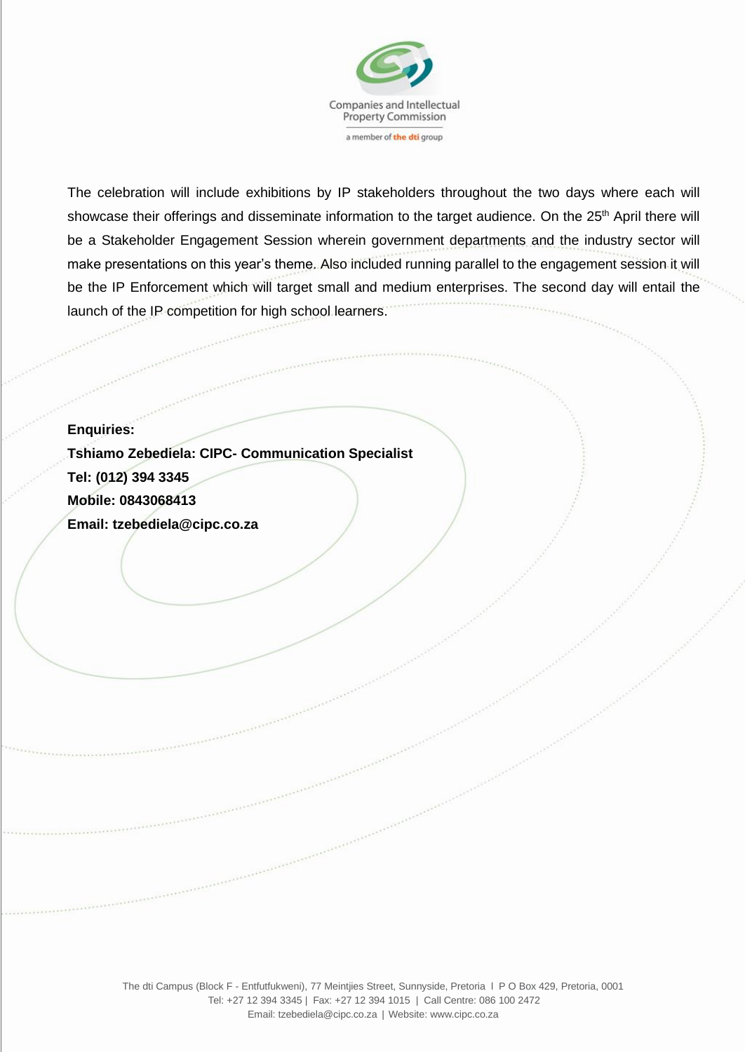The celebration will include exhibitions by IP stakeholders throughout the two days where each will showcase their offerings and disseminate information to the target audience. On the 25th April there will be a Stakeholder Engagement Session wherein government departments and the industry sector will make presentations on this year's theme. Also included running parallel to the engagement session it will be the IP Enforcement which will target small and medium enterprises. The second day will entail the launch of the IP competition for high school learners.

**Enquiries:**
**Tshiamo Zebediela: CIPC- Communication Specialist**
**Tel: (012) 394 3345**
**Mobile: 0843068413**
**Email: tzebediela@cipc.co.za**

The dti Campus (Block F - Entfutfukweni), 77 Meintjies Street, Sunnyside, Pretoria I P O Box 429, Pretoria, 0001
Tel: +27 12 394 3345 | Fax: +27 12 394 1015 | Call Centre: 086 100 2472
Email: tzebediela@cipc.co.za | Website: www.cipc.co.za